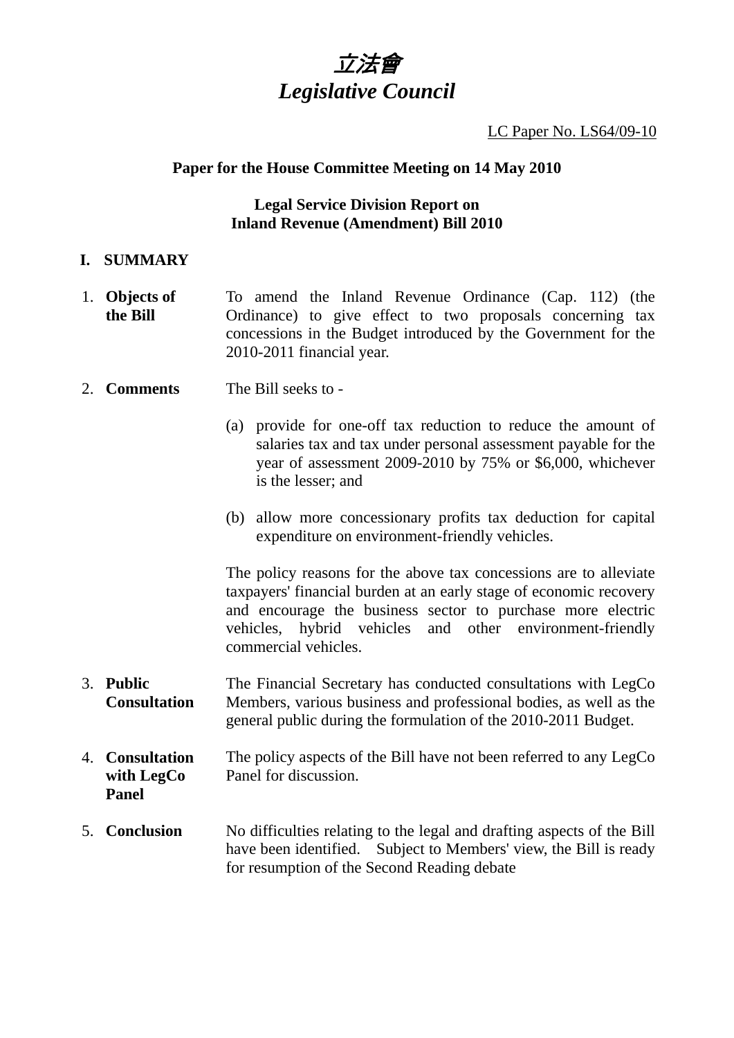# *立法會*
# *Legislative Council*

LC Paper No. LS64/09-10

**Paper for the House Committee Meeting on 14 May 2010**

**Legal Service Division Report on**
**Inland Revenue (Amendment) Bill 2010**

## I. SUMMARY

1. **Objects of the Bill**

   To amend the Inland Revenue Ordinance (Cap. 112) (the Ordinance) to give effect to two proposals concerning tax concessions in the Budget introduced by the Government for the 2010-2011 financial year.

2. **Comments**

   The Bill seeks to -

   (a) provide for one-off tax reduction to reduce the amount of salaries tax and tax under personal assessment payable for the year of assessment 2009-2010 by 75% or $6,000, whichever is the lesser; and

   (b) allow more concessionary profits tax deduction for capital expenditure on environment-friendly vehicles.

   The policy reasons for the above tax concessions are to alleviate taxpayers' financial burden at an early stage of economic recovery and encourage the business sector to purchase more electric vehicles, hybrid vehicles and other environment-friendly commercial vehicles.

3. **Public Consultation**

   The Financial Secretary has conducted consultations with LegCo Members, various business and professional bodies, as well as the general public during the formulation of the 2010-2011 Budget.

4. **Consultation with LegCo Panel**

   The policy aspects of the Bill have not been referred to any LegCo Panel for discussion.

5. **Conclusion**

   No difficulties relating to the legal and drafting aspects of the Bill have been identified. Subject to Members' view, the Bill is ready for resumption of the Second Reading debate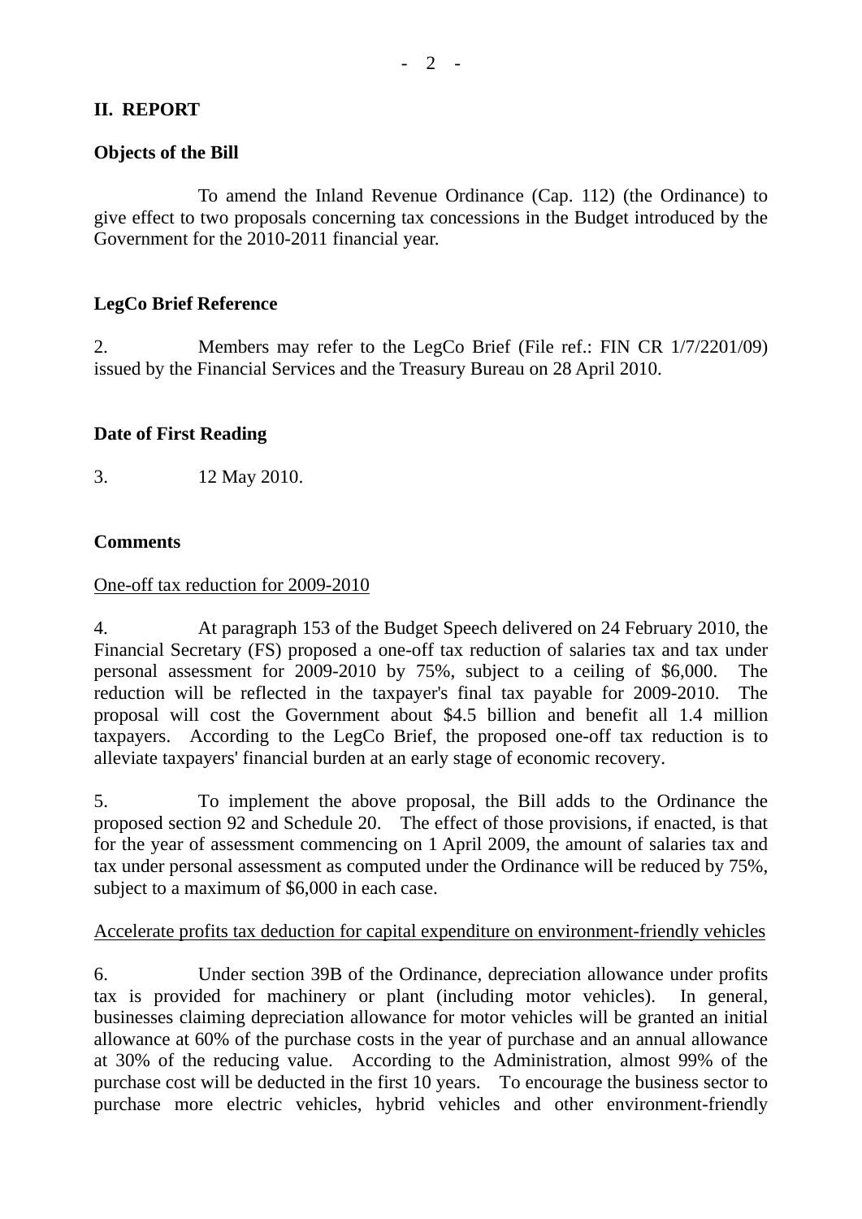## II. REPORT

### Objects of the Bill

To amend the Inland Revenue Ordinance (Cap. 112) (the Ordinance) to give effect to two proposals concerning tax concessions in the Budget introduced by the Government for the 2010-2011 financial year.

### LegCo Brief Reference

2. Members may refer to the LegCo Brief (File ref.: FIN CR 1/7/2201/09) issued by the Financial Services and the Treasury Bureau on 28 April 2010.

### Date of First Reading

3. 12 May 2010.

### Comments

One-off tax reduction for 2009-2010

4. At paragraph 153 of the Budget Speech delivered on 24 February 2010, the Financial Secretary (FS) proposed a one-off tax reduction of salaries tax and tax under personal assessment for 2009-2010 by 75%, subject to a ceiling of $6,000. The reduction will be reflected in the taxpayer's final tax payable for 2009-2010. The proposal will cost the Government about $4.5 billion and benefit all 1.4 million taxpayers. According to the LegCo Brief, the proposed one-off tax reduction is to alleviate taxpayers' financial burden at an early stage of economic recovery.

5. To implement the above proposal, the Bill adds to the Ordinance the proposed section 92 and Schedule 20. The effect of those provisions, if enacted, is that for the year of assessment commencing on 1 April 2009, the amount of salaries tax and tax under personal assessment as computed under the Ordinance will be reduced by 75%, subject to a maximum of $6,000 in each case.

Accelerate profits tax deduction for capital expenditure on environment-friendly vehicles

6. Under section 39B of the Ordinance, depreciation allowance under profits tax is provided for machinery or plant (including motor vehicles). In general, businesses claiming depreciation allowance for motor vehicles will be granted an initial allowance at 60% of the purchase costs in the year of purchase and an annual allowance at 30% of the reducing value. According to the Administration, almost 99% of the purchase cost will be deducted in the first 10 years. To encourage the business sector to purchase more electric vehicles, hybrid vehicles and other environment-friendly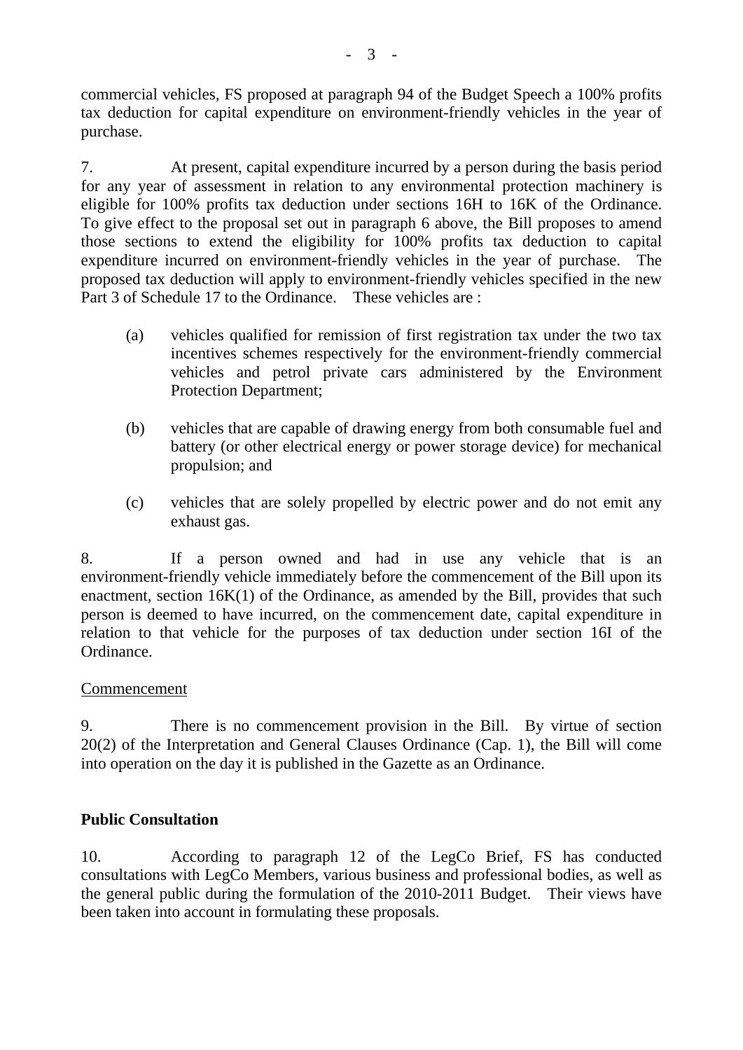commercial vehicles, FS proposed at paragraph 94 of the Budget Speech a 100% profits tax deduction for capital expenditure on environment-friendly vehicles in the year of purchase.

7. At present, capital expenditure incurred by a person during the basis period for any year of assessment in relation to any environmental protection machinery is eligible for 100% profits tax deduction under sections 16H to 16K of the Ordinance. To give effect to the proposal set out in paragraph 6 above, the Bill proposes to amend those sections to extend the eligibility for 100% profits tax deduction to capital expenditure incurred on environment-friendly vehicles in the year of purchase. The proposed tax deduction will apply to environment-friendly vehicles specified in the new Part 3 of Schedule 17 to the Ordinance. These vehicles are :

(a) vehicles qualified for remission of first registration tax under the two tax incentives schemes respectively for the environment-friendly commercial vehicles and petrol private cars administered by the Environment Protection Department;

(b) vehicles that are capable of drawing energy from both consumable fuel and battery (or other electrical energy or power storage device) for mechanical propulsion; and

(c) vehicles that are solely propelled by electric power and do not emit any exhaust gas.

8. If a person owned and had in use any vehicle that is an environment-friendly vehicle immediately before the commencement of the Bill upon its enactment, section 16K(1) of the Ordinance, as amended by the Bill, provides that such person is deemed to have incurred, on the commencement date, capital expenditure in relation to that vehicle for the purposes of tax deduction under section 16I of the Ordinance.

Commencement

9. There is no commencement provision in the Bill. By virtue of section 20(2) of the Interpretation and General Clauses Ordinance (Cap. 1), the Bill will come into operation on the day it is published in the Gazette as an Ordinance.

**Public Consultation**

10. According to paragraph 12 of the LegCo Brief, FS has conducted consultations with LegCo Members, various business and professional bodies, as well as the general public during the formulation of the 2010-2011 Budget. Their views have been taken into account in formulating these proposals.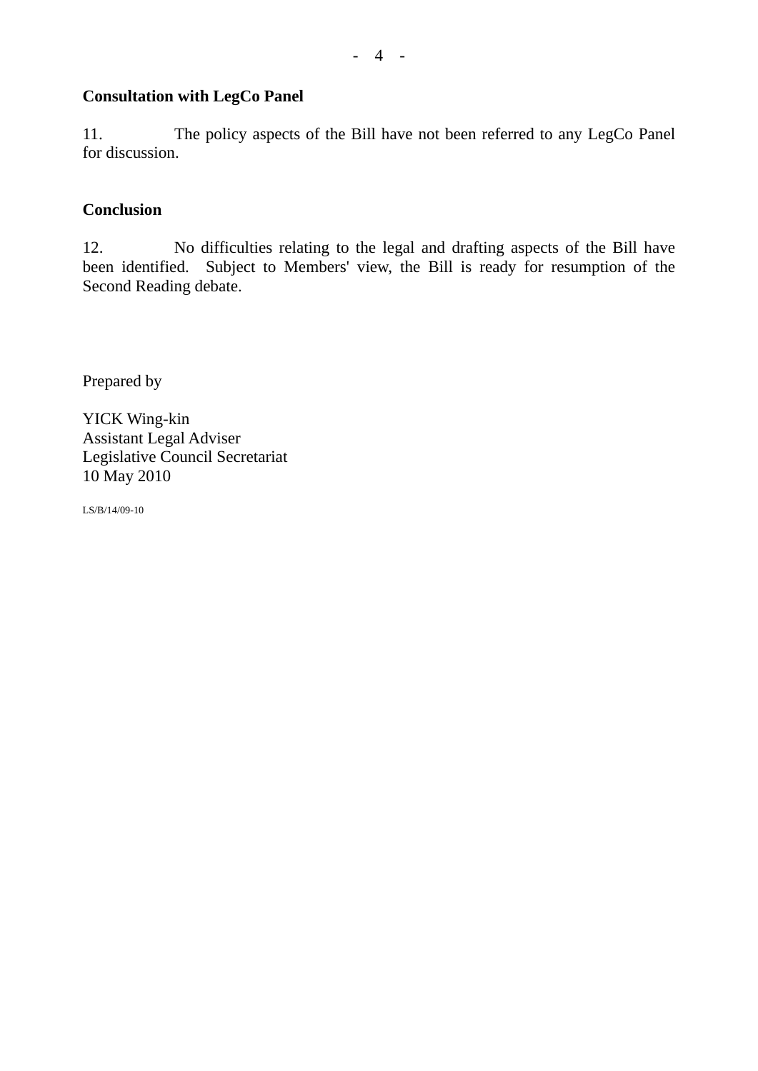**Consultation with LegCo Panel**

11. The policy aspects of the Bill have not been referred to any LegCo Panel for discussion.

**Conclusion**

12. No difficulties relating to the legal and drafting aspects of the Bill have been identified. Subject to Members' view, the Bill is ready for resumption of the Second Reading debate.

Prepared by

YICK Wing-kin
Assistant Legal Adviser
Legislative Council Secretariat
10 May 2010

LS/B/14/09-10